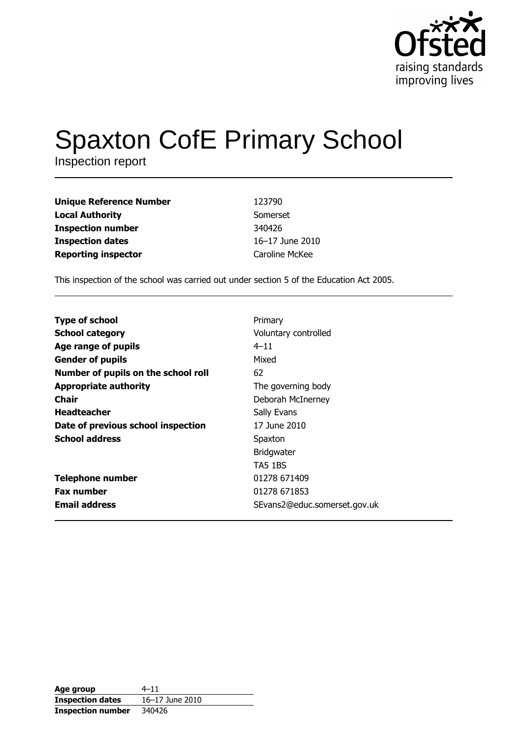Ofsted
raising standards
improving lives

# Spaxton CofE Primary School

Inspection report

| | |
|---|---|
| **Unique Reference Number** | 123790 |
| **Local Authority** | Somerset |
| **Inspection number** | 340426 |
| **Inspection dates** | 16–17 June 2010 |
| **Reporting inspector** | Caroline McKee |

This inspection of the school was carried out under section 5 of the Education Act 2005.

| | |
|---|---|
| **Type of school** | Primary |
| **School category** | Voluntary controlled |
| **Age range of pupils** | 4–11 |
| **Gender of pupils** | Mixed |
| **Number of pupils on the school roll** | 62 |
| **Appropriate authority** | The governing body |
| **Chair** | Deborah McInerney |
| **Headteacher** | Sally Evans |
| **Date of previous school inspection** | 17 June 2010 |
| **School address** | Spaxton<br>Bridgwater<br>TA5 1BS |
| **Telephone number** | 01278 671409 |
| **Fax number** | 01278 671853 |
| **Email address** | SEvans2@educ.somerset.gov.uk |

| | |
|---|---|
| **Age group** | 4–11 |
| **Inspection dates** | 16–17 June 2010 |
| **Inspection number** | 340426 |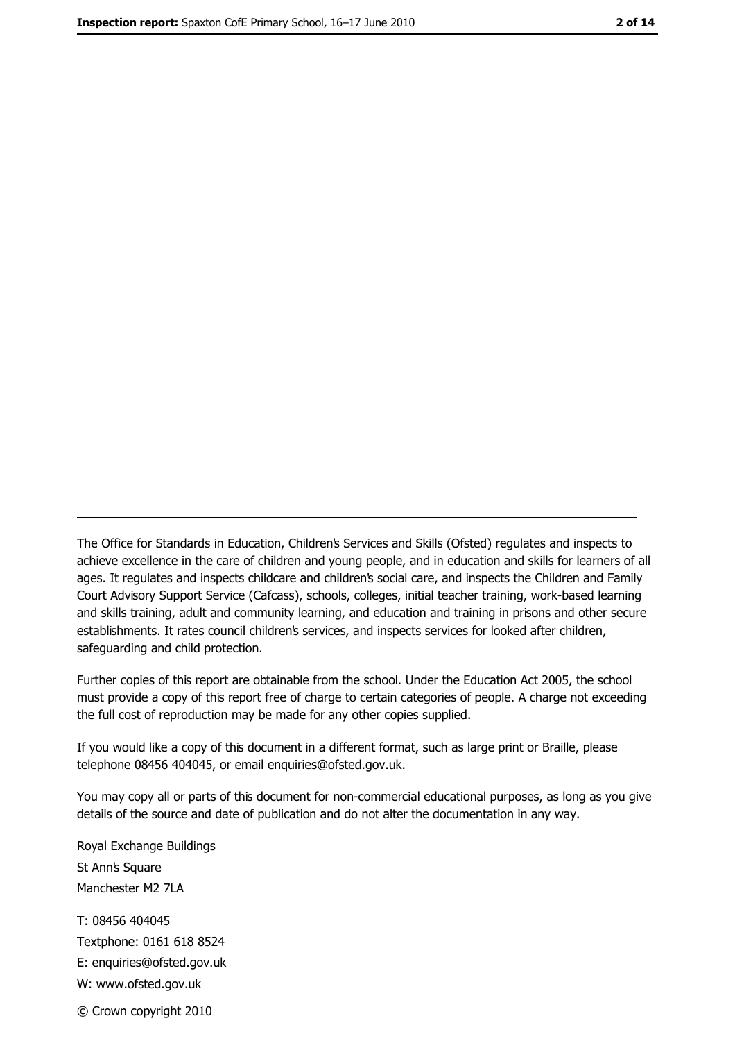The Office for Standards in Education, Children's Services and Skills (Ofsted) regulates and inspects to achieve excellence in the care of children and young people, and in education and skills for learners of all ages. It regulates and inspects childcare and children's social care, and inspects the Children and Family Court Advisory Support Service (Cafcass), schools, colleges, initial teacher training, work-based learning and skills training, adult and community learning, and education and training in prisons and other secure establishments. It rates council children's services, and inspects services for looked after children, safeguarding and child protection.

Further copies of this report are obtainable from the school. Under the Education Act 2005, the school must provide a copy of this report free of charge to certain categories of people. A charge not exceeding the full cost of reproduction may be made for any other copies supplied.

If you would like a copy of this document in a different format, such as large print or Braille, please telephone 08456 404045, or email enquiries@ofsted.gov.uk.

You may copy all or parts of this document for non-commercial educational purposes, as long as you give details of the source and date of publication and do not alter the documentation in any way.

Royal Exchange Buildings
St Ann's Square
Manchester M2 7LA

T: 08456 404045
Textphone: 0161 618 8524
E: enquiries@ofsted.gov.uk
W: www.ofsted.gov.uk

© Crown copyright 2010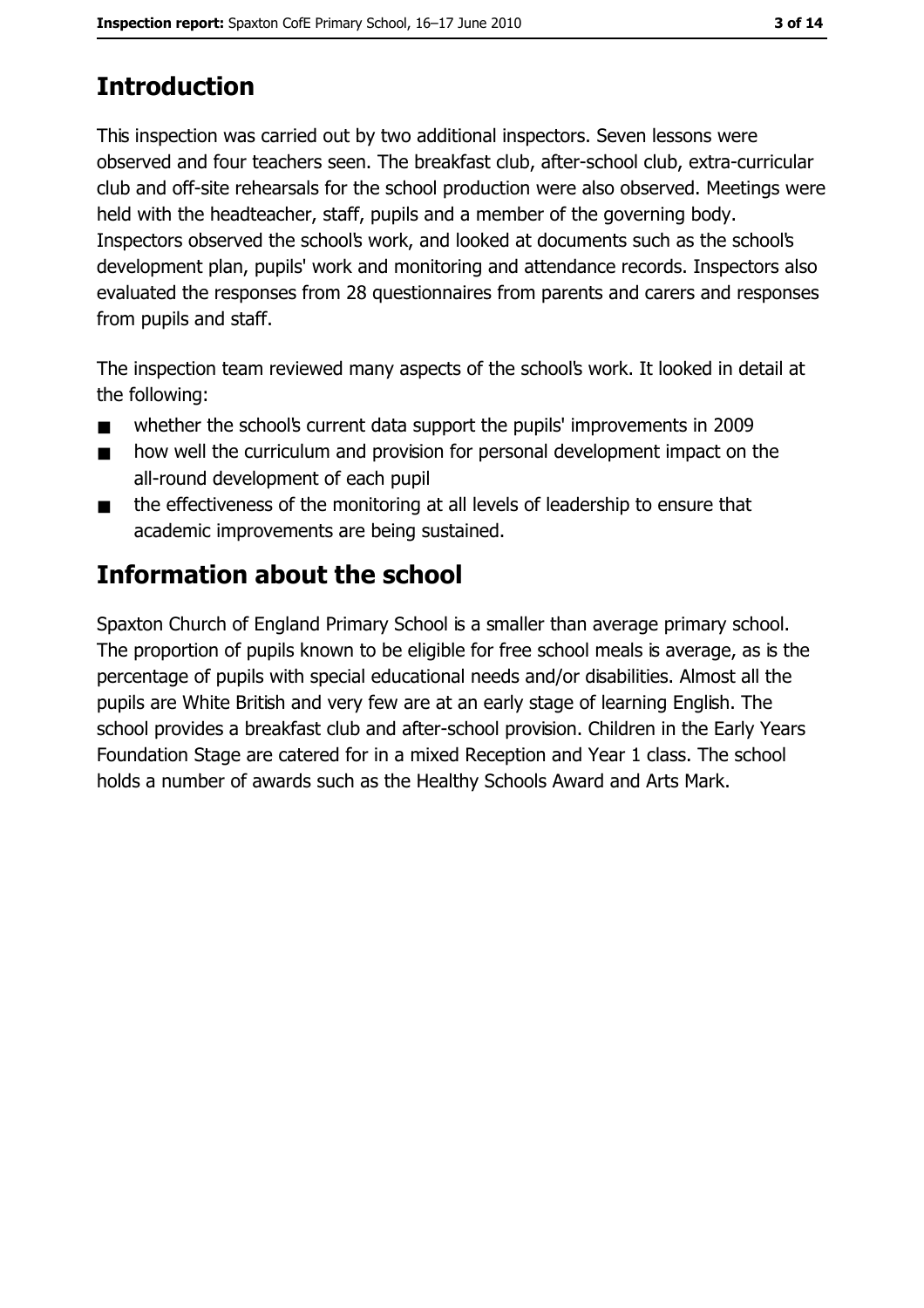# Introduction

This inspection was carried out by two additional inspectors. Seven lessons were observed and four teachers seen. The breakfast club, after-school club, extra-curricular club and off-site rehearsals for the school production were also observed. Meetings were held with the headteacher, staff, pupils and a member of the governing body. Inspectors observed the school's work, and looked at documents such as the school's development plan, pupils' work and monitoring and attendance records. Inspectors also evaluated the responses from 28 questionnaires from parents and carers and responses from pupils and staff.

The inspection team reviewed many aspects of the school's work. It looked in detail at the following:

- whether the school's current data support the pupils' improvements in 2009
- how well the curriculum and provision for personal development impact on the all-round development of each pupil
- the effectiveness of the monitoring at all levels of leadership to ensure that academic improvements are being sustained.

# Information about the school

Spaxton Church of England Primary School is a smaller than average primary school. The proportion of pupils known to be eligible for free school meals is average, as is the percentage of pupils with special educational needs and/or disabilities. Almost all the pupils are White British and very few are at an early stage of learning English. The school provides a breakfast club and after-school provision. Children in the Early Years Foundation Stage are catered for in a mixed Reception and Year 1 class. The school holds a number of awards such as the Healthy Schools Award and Arts Mark.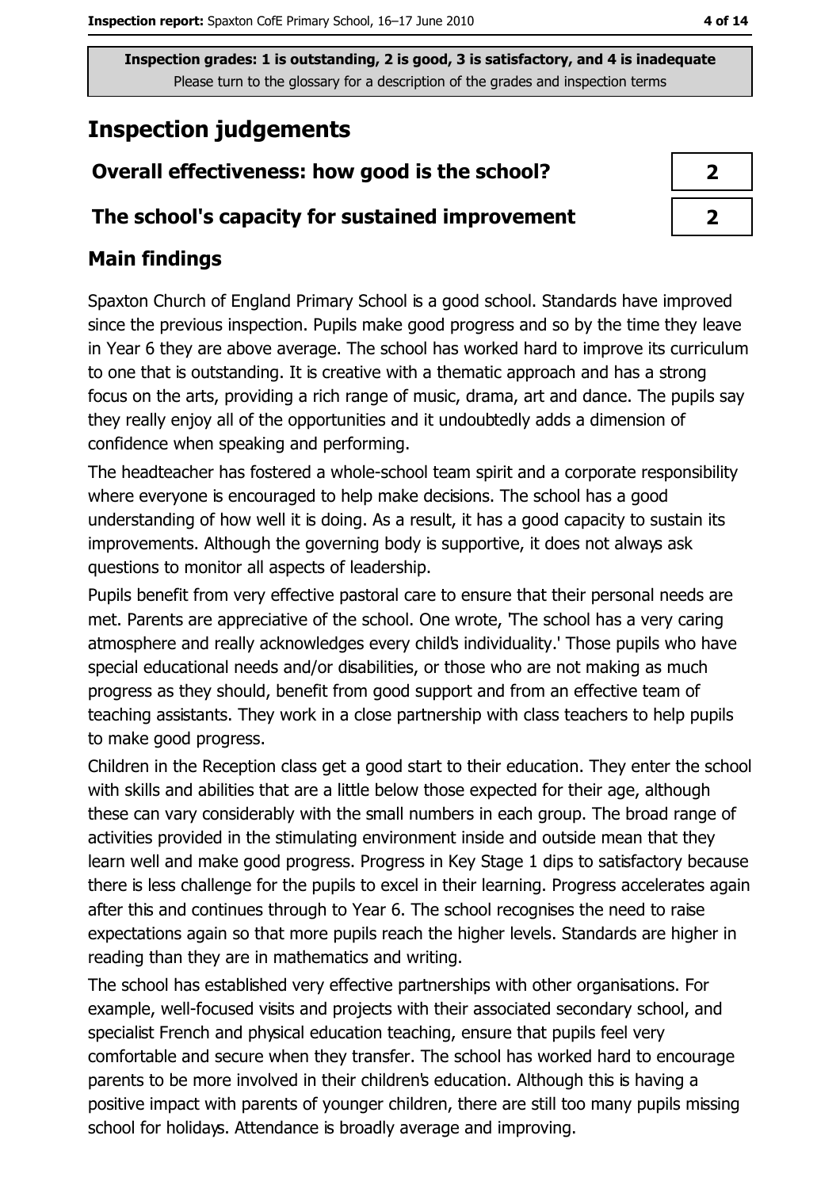**Inspection grades: 1 is outstanding, 2 is good, 3 is satisfactory, and 4 is inadequate**
Please turn to the glossary for a description of the grades and inspection terms

# Inspection judgements

| | |
|---|---|
| **Overall effectiveness: how good is the school?** | **2** |
| **The school's capacity for sustained improvement** | **2** |

## Main findings

Spaxton Church of England Primary School is a good school. Standards have improved since the previous inspection. Pupils make good progress and so by the time they leave in Year 6 they are above average. The school has worked hard to improve its curriculum to one that is outstanding. It is creative with a thematic approach and has a strong focus on the arts, providing a rich range of music, drama, art and dance. The pupils say they really enjoy all of the opportunities and it undoubtedly adds a dimension of confidence when speaking and performing.

The headteacher has fostered a whole-school team spirit and a corporate responsibility where everyone is encouraged to help make decisions. The school has a good understanding of how well it is doing. As a result, it has a good capacity to sustain its improvements. Although the governing body is supportive, it does not always ask questions to monitor all aspects of leadership.

Pupils benefit from very effective pastoral care to ensure that their personal needs are met. Parents are appreciative of the school. One wrote, 'The school has a very caring atmosphere and really acknowledges every child's individuality.' Those pupils who have special educational needs and/or disabilities, or those who are not making as much progress as they should, benefit from good support and from an effective team of teaching assistants. They work in a close partnership with class teachers to help pupils to make good progress.

Children in the Reception class get a good start to their education. They enter the school with skills and abilities that are a little below those expected for their age, although these can vary considerably with the small numbers in each group. The broad range of activities provided in the stimulating environment inside and outside mean that they learn well and make good progress. Progress in Key Stage 1 dips to satisfactory because there is less challenge for the pupils to excel in their learning. Progress accelerates again after this and continues through to Year 6. The school recognises the need to raise expectations again so that more pupils reach the higher levels. Standards are higher in reading than they are in mathematics and writing.

The school has established very effective partnerships with other organisations. For example, well-focused visits and projects with their associated secondary school, and specialist French and physical education teaching, ensure that pupils feel very comfortable and secure when they transfer. The school has worked hard to encourage parents to be more involved in their children's education. Although this is having a positive impact with parents of younger children, there are still too many pupils missing school for holidays. Attendance is broadly average and improving.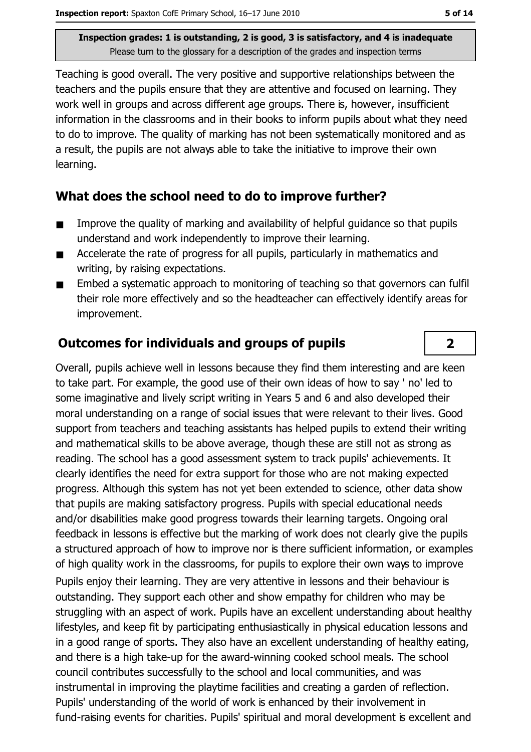Teaching is good overall. The very positive and supportive relationships between the teachers and the pupils ensure that they are attentive and focused on learning. They work well in groups and across different age groups. There is, however, insufficient information in the classrooms and in their books to inform pupils about what they need to do to improve. The quality of marking has not been systematically monitored and as a result, the pupils are not always able to take the initiative to improve their own learning.

## What does the school need to do to improve further?

- Improve the quality of marking and availability of helpful guidance so that pupils understand and work independently to improve their learning.
- Accelerate the rate of progress for all pupils, particularly in mathematics and writing, by raising expectations.
- Embed a systematic approach to monitoring of teaching so that governors can fulfil their role more effectively and so the headteacher can effectively identify areas for improvement.

## Outcomes for individuals and groups of pupils — 2

Overall, pupils achieve well in lessons because they find them interesting and are keen to take part. For example, the good use of their own ideas of how to say ' no' led to some imaginative and lively script writing in Years 5 and 6 and also developed their moral understanding on a range of social issues that were relevant to their lives. Good support from teachers and teaching assistants has helped pupils to extend their writing and mathematical skills to be above average, though these are still not as strong as reading. The school has a good assessment system to track pupils' achievements. It clearly identifies the need for extra support for those who are not making expected progress. Although this system has not yet been extended to science, other data show that pupils are making satisfactory progress. Pupils with special educational needs and/or disabilities make good progress towards their learning targets. Ongoing oral feedback in lessons is effective but the marking of work does not clearly give the pupils a structured approach of how to improve nor is there sufficient information, or examples of high quality work in the classrooms, for pupils to explore their own ways to improve

Pupils enjoy their learning. They are very attentive in lessons and their behaviour is outstanding. They support each other and show empathy for children who may be struggling with an aspect of work. Pupils have an excellent understanding about healthy lifestyles, and keep fit by participating enthusiastically in physical education lessons and in a good range of sports. They also have an excellent understanding of healthy eating, and there is a high take-up for the award-winning cooked school meals. The school council contributes successfully to the school and local communities, and was instrumental in improving the playtime facilities and creating a garden of reflection. Pupils' understanding of the world of work is enhanced by their involvement in fund-raising events for charities. Pupils' spiritual and moral development is excellent and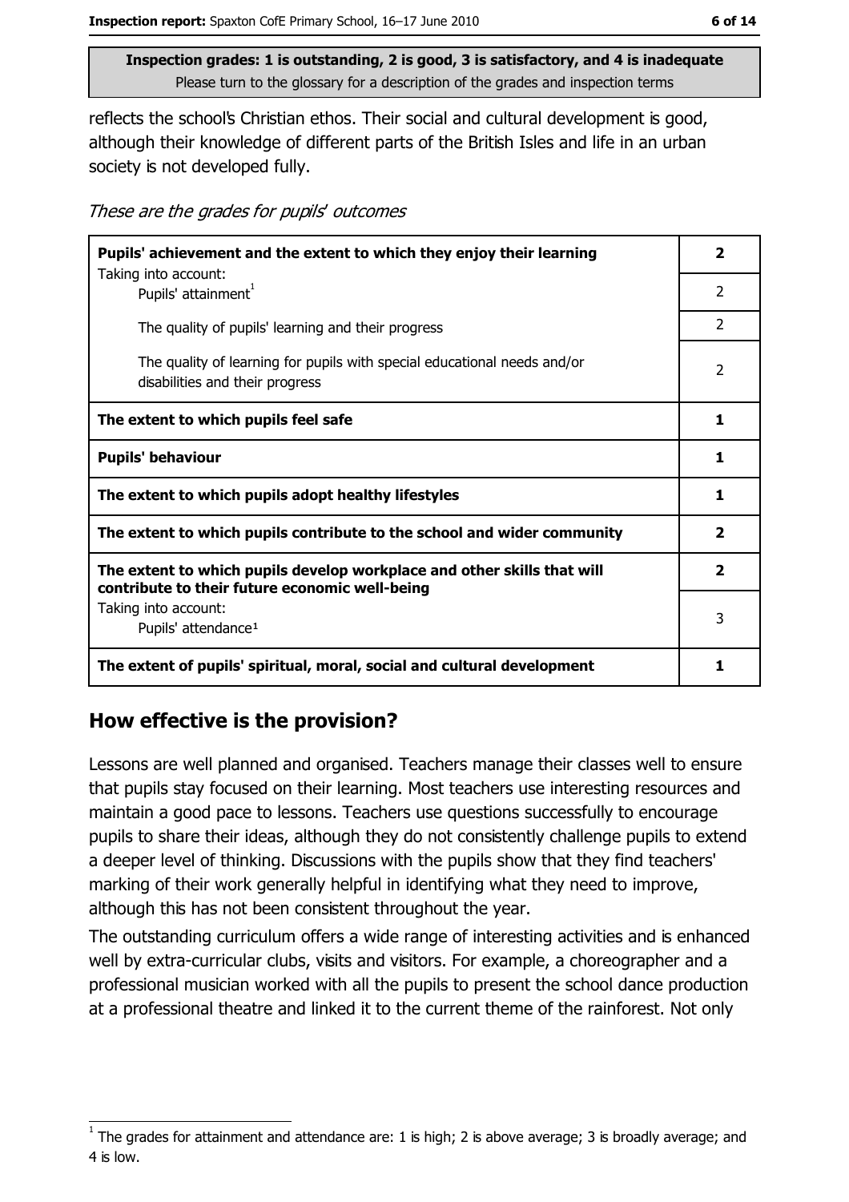**Inspection grades: 1 is outstanding, 2 is good, 3 is satisfactory, and 4 is inadequate**
Please turn to the glossary for a description of the grades and inspection terms

reflects the school's Christian ethos. Their social and cultural development is good, although their knowledge of different parts of the British Isles and life in an urban society is not developed fully.

*These are the grades for pupils' outcomes*

| | |
|---|---|
| **Pupils' achievement and the extent to which they enjoy their learning** | **2** |
| Taking into account: Pupils' attainment[1] | 2 |
| The quality of pupils' learning and their progress | 2 |
| The quality of learning for pupils with special educational needs and/or disabilities and their progress | 2 |
| **The extent to which pupils feel safe** | **1** |
| **Pupils' behaviour** | **1** |
| **The extent to which pupils adopt healthy lifestyles** | **1** |
| **The extent to which pupils contribute to the school and wider community** | **2** |
| **The extent to which pupils develop workplace and other skills that will contribute to their future economic well-being** | **2** |
| Taking into account: Pupils' attendance[1] | 3 |
| **The extent of pupils' spiritual, moral, social and cultural development** | **1** |

## How effective is the provision?

Lessons are well planned and organised. Teachers manage their classes well to ensure that pupils stay focused on their learning. Most teachers use interesting resources and maintain a good pace to lessons. Teachers use questions successfully to encourage pupils to share their ideas, although they do not consistently challenge pupils to extend a deeper level of thinking. Discussions with the pupils show that they find teachers' marking of their work generally helpful in identifying what they need to improve, although this has not been consistent throughout the year.

The outstanding curriculum offers a wide range of interesting activities and is enhanced well by extra-curricular clubs, visits and visitors. For example, a choreographer and a professional musician worked with all the pupils to present the school dance production at a professional theatre and linked it to the current theme of the rainforest. Not only

[1] The grades for attainment and attendance are: 1 is high; 2 is above average; 3 is broadly average; and 4 is low.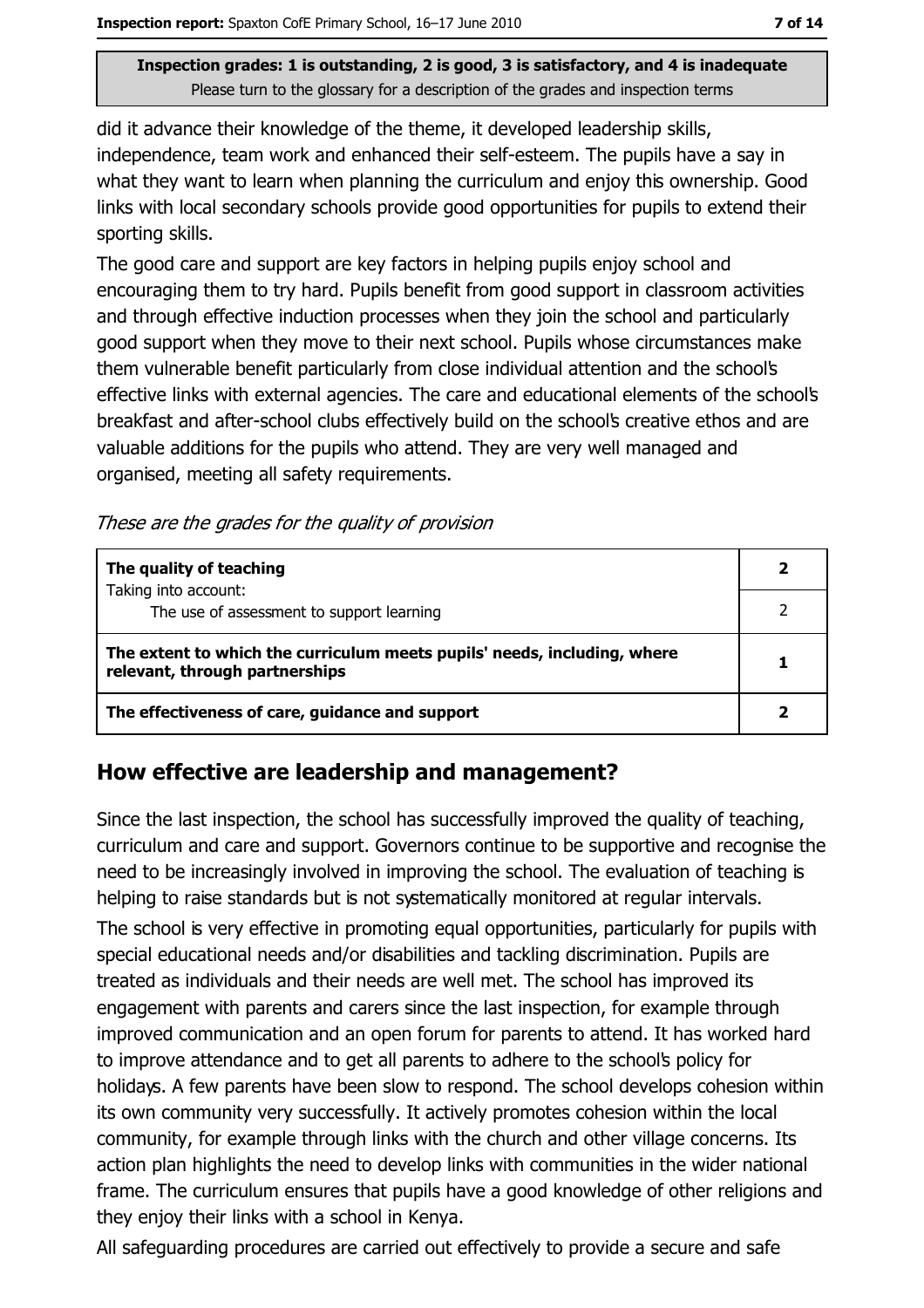Inspection grades: 1 is outstanding, 2 is good, 3 is satisfactory, and 4 is inadequate
Please turn to the glossary for a description of the grades and inspection terms

did it advance their knowledge of the theme, it developed leadership skills, independence, team work and enhanced their self-esteem. The pupils have a say in what they want to learn when planning the curriculum and enjoy this ownership. Good links with local secondary schools provide good opportunities for pupils to extend their sporting skills.

The good care and support are key factors in helping pupils enjoy school and encouraging them to try hard. Pupils benefit from good support in classroom activities and through effective induction processes when they join the school and particularly good support when they move to their next school. Pupils whose circumstances make them vulnerable benefit particularly from close individual attention and the school's effective links with external agencies. The care and educational elements of the school's breakfast and after-school clubs effectively build on the school's creative ethos and are valuable additions for the pupils who attend. They are very well managed and organised, meeting all safety requirements.

*These are the grades for the quality of provision*

| | |
|---|---|
| **The quality of teaching** | **2** |
| Taking into account: The use of assessment to support learning | 2 |
| **The extent to which the curriculum meets pupils' needs, including, where relevant, through partnerships** | **1** |
| **The effectiveness of care, guidance and support** | **2** |

## How effective are leadership and management?

Since the last inspection, the school has successfully improved the quality of teaching, curriculum and care and support. Governors continue to be supportive and recognise the need to be increasingly involved in improving the school. The evaluation of teaching is helping to raise standards but is not systematically monitored at regular intervals.

The school is very effective in promoting equal opportunities, particularly for pupils with special educational needs and/or disabilities and tackling discrimination. Pupils are treated as individuals and their needs are well met. The school has improved its engagement with parents and carers since the last inspection, for example through improved communication and an open forum for parents to attend. It has worked hard to improve attendance and to get all parents to adhere to the school's policy for holidays. A few parents have been slow to respond. The school develops cohesion within its own community very successfully. It actively promotes cohesion within the local community, for example through links with the church and other village concerns. Its action plan highlights the need to develop links with communities in the wider national frame. The curriculum ensures that pupils have a good knowledge of other religions and they enjoy their links with a school in Kenya.

All safeguarding procedures are carried out effectively to provide a secure and safe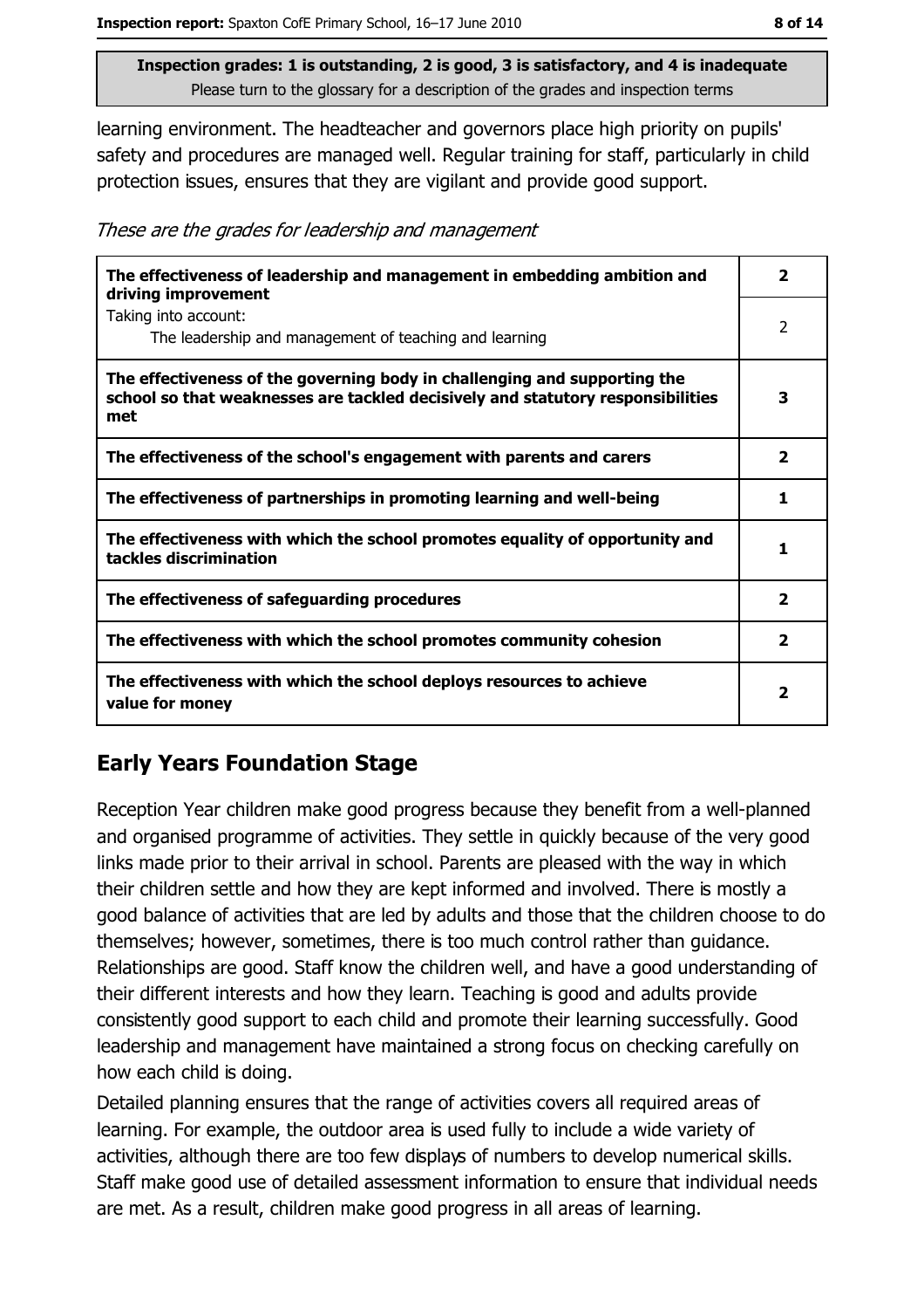**Inspection grades: 1 is outstanding, 2 is good, 3 is satisfactory, and 4 is inadequate**
Please turn to the glossary for a description of the grades and inspection terms

learning environment. The headteacher and governors place high priority on pupils' safety and procedures are managed well. Regular training for staff, particularly in child protection issues, ensures that they are vigilant and provide good support.

*These are the grades for leadership and management*

| | |
|---|---|
| **The effectiveness of leadership and management in embedding ambition and driving improvement** | **2** |
| Taking into account: The leadership and management of teaching and learning | 2 |
| **The effectiveness of the governing body in challenging and supporting the school so that weaknesses are tackled decisively and statutory responsibilities met** | **3** |
| **The effectiveness of the school's engagement with parents and carers** | **2** |
| **The effectiveness of partnerships in promoting learning and well-being** | **1** |
| **The effectiveness with which the school promotes equality of opportunity and tackles discrimination** | **1** |
| **The effectiveness of safeguarding procedures** | **2** |
| **The effectiveness with which the school promotes community cohesion** | **2** |
| **The effectiveness with which the school deploys resources to achieve value for money** | **2** |

## Early Years Foundation Stage

Reception Year children make good progress because they benefit from a well-planned and organised programme of activities. They settle in quickly because of the very good links made prior to their arrival in school. Parents are pleased with the way in which their children settle and how they are kept informed and involved. There is mostly a good balance of activities that are led by adults and those that the children choose to do themselves; however, sometimes, there is too much control rather than guidance. Relationships are good. Staff know the children well, and have a good understanding of their different interests and how they learn. Teaching is good and adults provide consistently good support to each child and promote their learning successfully. Good leadership and management have maintained a strong focus on checking carefully on how each child is doing.

Detailed planning ensures that the range of activities covers all required areas of learning. For example, the outdoor area is used fully to include a wide variety of activities, although there are too few displays of numbers to develop numerical skills. Staff make good use of detailed assessment information to ensure that individual needs are met. As a result, children make good progress in all areas of learning.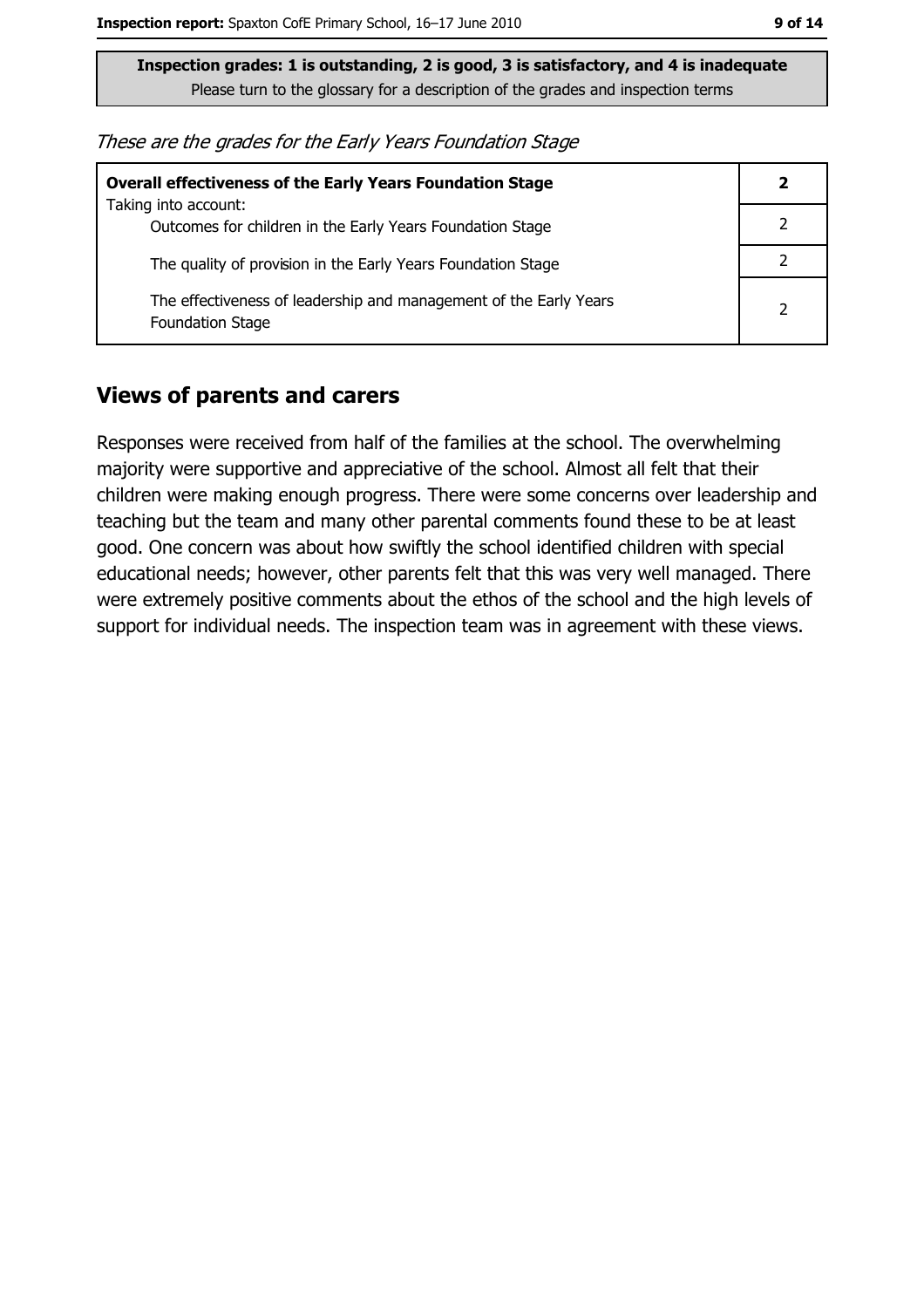**Inspection grades: 1 is outstanding, 2 is good, 3 is satisfactory, and 4 is inadequate**
Please turn to the glossary for a description of the grades and inspection terms

*These are the grades for the Early Years Foundation Stage*

| | |
|---|---|
| **Overall effectiveness of the Early Years Foundation Stage**<br>Taking into account: | **2** |
| Outcomes for children in the Early Years Foundation Stage | 2 |
| The quality of provision in the Early Years Foundation Stage | 2 |
| The effectiveness of leadership and management of the Early Years Foundation Stage | 2 |

## Views of parents and carers

Responses were received from half of the families at the school. The overwhelming majority were supportive and appreciative of the school. Almost all felt that their children were making enough progress. There were some concerns over leadership and teaching but the team and many other parental comments found these to be at least good. One concern was about how swiftly the school identified children with special educational needs; however, other parents felt that this was very well managed. There were extremely positive comments about the ethos of the school and the high levels of support for individual needs. The inspection team was in agreement with these views.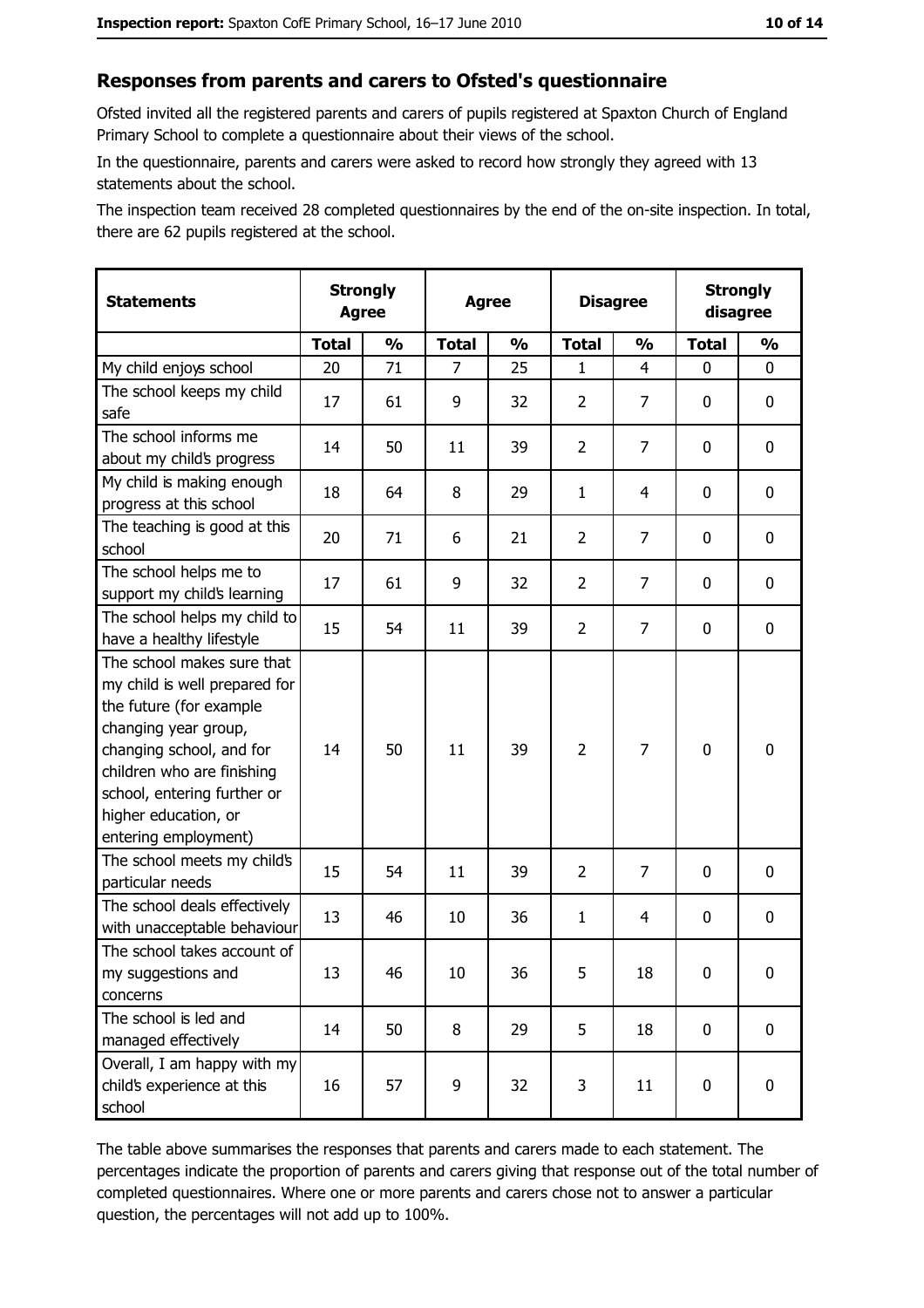## Responses from parents and carers to Ofsted's questionnaire

Ofsted invited all the registered parents and carers of pupils registered at Spaxton Church of England Primary School to complete a questionnaire about their views of the school.

In the questionnaire, parents and carers were asked to record how strongly they agreed with 13 statements about the school.

The inspection team received 28 completed questionnaires by the end of the on-site inspection. In total, there are 62 pupils registered at the school.

| Statements | Strongly Agree | | Agree | | Disagree | | Strongly disagree | |
|---|---|---|---|---|---|---|---|---|
| | Total | % | Total | % | Total | % | Total | % |
| My child enjoys school | 20 | 71 | 7 | 25 | 1 | 4 | 0 | 0 |
| The school keeps my child safe | 17 | 61 | 9 | 32 | 2 | 7 | 0 | 0 |
| The school informs me about my child's progress | 14 | 50 | 11 | 39 | 2 | 7 | 0 | 0 |
| My child is making enough progress at this school | 18 | 64 | 8 | 29 | 1 | 4 | 0 | 0 |
| The teaching is good at this school | 20 | 71 | 6 | 21 | 2 | 7 | 0 | 0 |
| The school helps me to support my child's learning | 17 | 61 | 9 | 32 | 2 | 7 | 0 | 0 |
| The school helps my child to have a healthy lifestyle | 15 | 54 | 11 | 39 | 2 | 7 | 0 | 0 |
| The school makes sure that my child is well prepared for the future (for example changing year group, changing school, and for children who are finishing school, entering further or higher education, or entering employment) | 14 | 50 | 11 | 39 | 2 | 7 | 0 | 0 |
| The school meets my child's particular needs | 15 | 54 | 11 | 39 | 2 | 7 | 0 | 0 |
| The school deals effectively with unacceptable behaviour | 13 | 46 | 10 | 36 | 1 | 4 | 0 | 0 |
| The school takes account of my suggestions and concerns | 13 | 46 | 10 | 36 | 5 | 18 | 0 | 0 |
| The school is led and managed effectively | 14 | 50 | 8 | 29 | 5 | 18 | 0 | 0 |
| Overall, I am happy with my child's experience at this school | 16 | 57 | 9 | 32 | 3 | 11 | 0 | 0 |

The table above summarises the responses that parents and carers made to each statement. The percentages indicate the proportion of parents and carers giving that response out of the total number of completed questionnaires. Where one or more parents and carers chose not to answer a particular question, the percentages will not add up to 100%.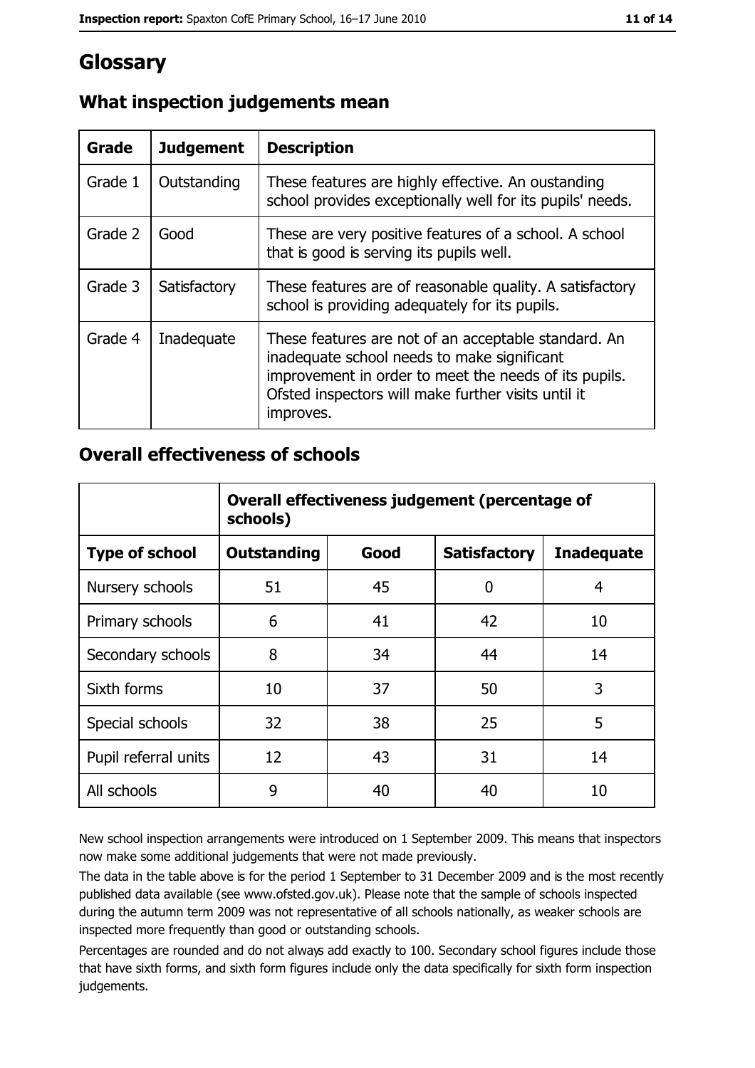# Glossary

## What inspection judgements mean

| Grade | Judgement | Description |
| --- | --- | --- |
| Grade 1 | Outstanding | These features are highly effective. An oustanding school provides exceptionally well for its pupils' needs. |
| Grade 2 | Good | These are very positive features of a school. A school that is good is serving its pupils well. |
| Grade 3 | Satisfactory | These features are of reasonable quality. A satisfactory school is providing adequately for its pupils. |
| Grade 4 | Inadequate | These features are not of an acceptable standard. An inadequate school needs to make significant improvement in order to meet the needs of its pupils. Ofsted inspectors will make further visits until it improves. |

## Overall effectiveness of schools

| | Overall effectiveness judgement (percentage of schools) | | | |
| --- | --- | --- | --- | --- |
| **Type of school** | **Outstanding** | **Good** | **Satisfactory** | **Inadequate** |
| Nursery schools | 51 | 45 | 0 | 4 |
| Primary schools | 6 | 41 | 42 | 10 |
| Secondary schools | 8 | 34 | 44 | 14 |
| Sixth forms | 10 | 37 | 50 | 3 |
| Special schools | 32 | 38 | 25 | 5 |
| Pupil referral units | 12 | 43 | 31 | 14 |
| All schools | 9 | 40 | 40 | 10 |

New school inspection arrangements were introduced on 1 September 2009. This means that inspectors now make some additional judgements that were not made previously.

The data in the table above is for the period 1 September to 31 December 2009 and is the most recently published data available (see www.ofsted.gov.uk). Please note that the sample of schools inspected during the autumn term 2009 was not representative of all schools nationally, as weaker schools are inspected more frequently than good or outstanding schools.

Percentages are rounded and do not always add exactly to 100. Secondary school figures include those that have sixth forms, and sixth form figures include only the data specifically for sixth form inspection judgements.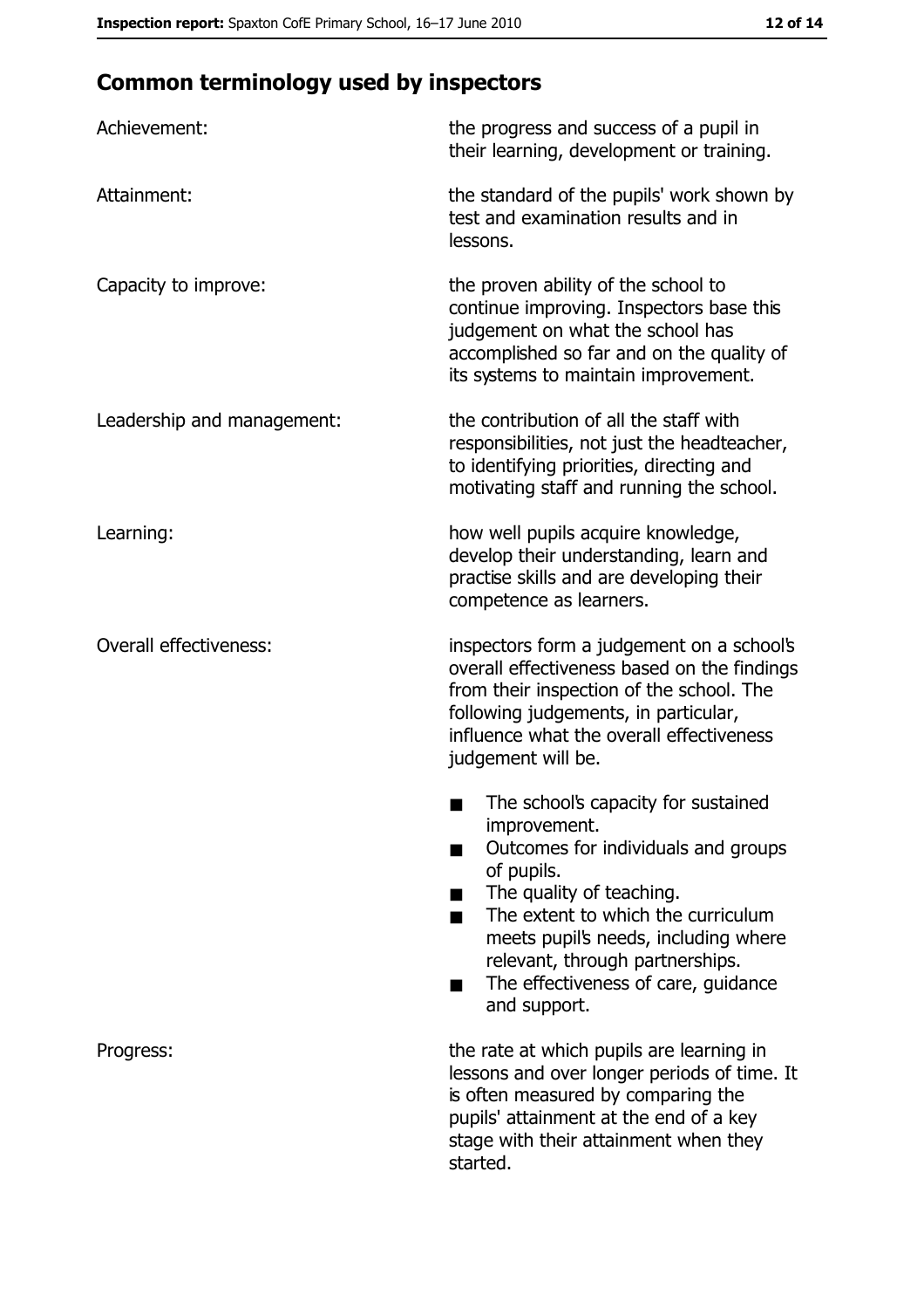## Common terminology used by inspectors

| | |
|---|---|
| Achievement: | the progress and success of a pupil in their learning, development or training. |
| Attainment: | the standard of the pupils' work shown by test and examination results and in lessons. |
| Capacity to improve: | the proven ability of the school to continue improving. Inspectors base this judgement on what the school has accomplished so far and on the quality of its systems to maintain improvement. |
| Leadership and management: | the contribution of all the staff with responsibilities, not just the headteacher, to identifying priorities, directing and motivating staff and running the school. |
| Learning: | how well pupils acquire knowledge, develop their understanding, learn and practise skills and are developing their competence as learners. |
| Overall effectiveness: | inspectors form a judgement on a school's overall effectiveness based on the findings from their inspection of the school. The following judgements, in particular, influence what the overall effectiveness judgement will be. <br>■ The school's capacity for sustained improvement. <br>■ Outcomes for individuals and groups of pupils. <br>■ The quality of teaching. <br>■ The extent to which the curriculum meets pupil's needs, including where relevant, through partnerships. <br>■ The effectiveness of care, guidance and support. |
| Progress: | the rate at which pupils are learning in lessons and over longer periods of time. It is often measured by comparing the pupils' attainment at the end of a key stage with their attainment when they started. |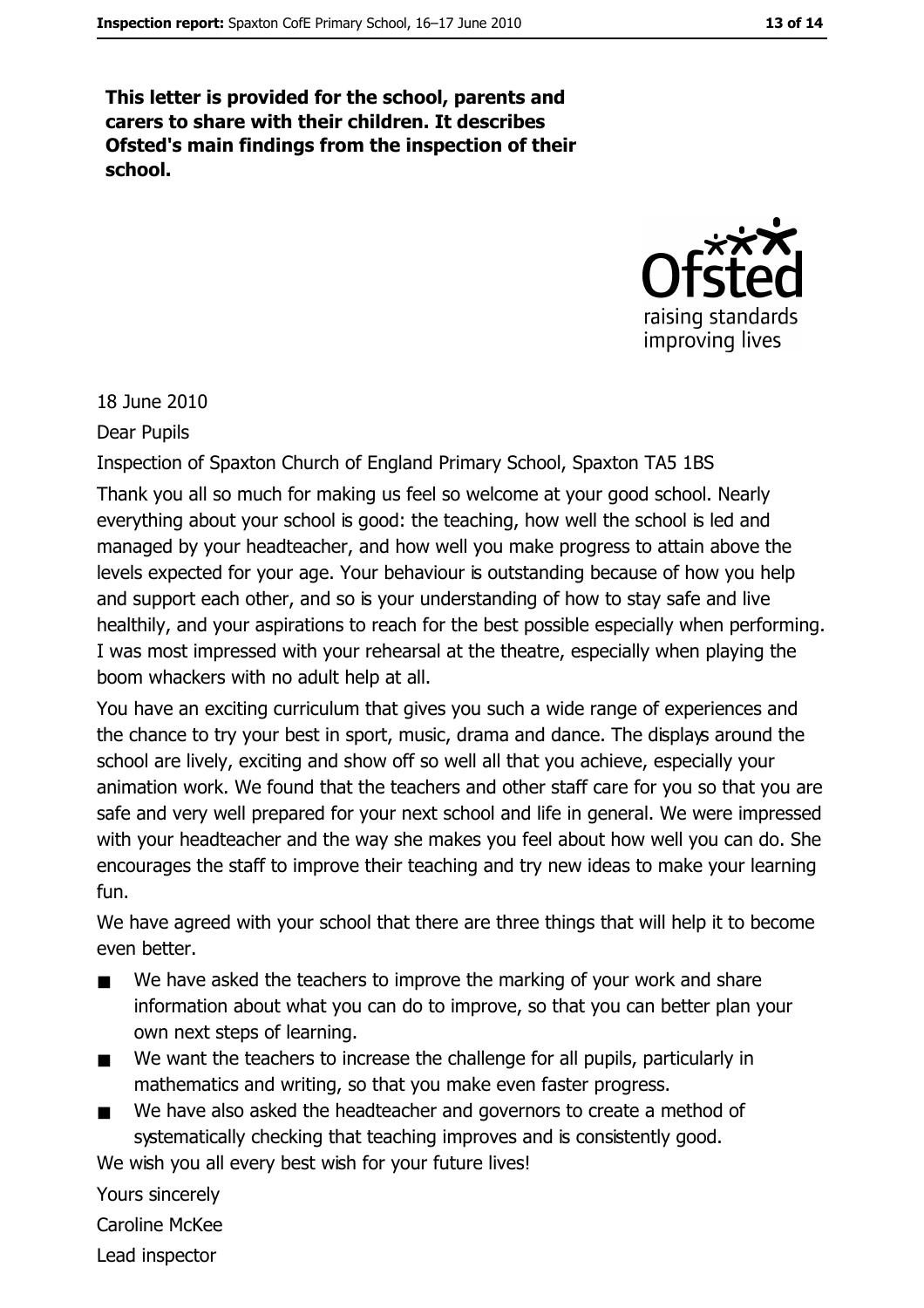**This letter is provided for the school, parents and carers to share with their children. It describes Ofsted's main findings from the inspection of their school.**

18 June 2010

Dear Pupils

Inspection of Spaxton Church of England Primary School, Spaxton TA5 1BS

Thank you all so much for making us feel so welcome at your good school. Nearly everything about your school is good: the teaching, how well the school is led and managed by your headteacher, and how well you make progress to attain above the levels expected for your age. Your behaviour is outstanding because of how you help and support each other, and so is your understanding of how to stay safe and live healthily, and your aspirations to reach for the best possible especially when performing. I was most impressed with your rehearsal at the theatre, especially when playing the boom whackers with no adult help at all.

You have an exciting curriculum that gives you such a wide range of experiences and the chance to try your best in sport, music, drama and dance. The displays around the school are lively, exciting and show off so well all that you achieve, especially your animation work. We found that the teachers and other staff care for you so that you are safe and very well prepared for your next school and life in general. We were impressed with your headteacher and the way she makes you feel about how well you can do. She encourages the staff to improve their teaching and try new ideas to make your learning fun.

We have agreed with your school that there are three things that will help it to become even better.

- We have asked the teachers to improve the marking of your work and share information about what you can do to improve, so that you can better plan your own next steps of learning.
- We want the teachers to increase the challenge for all pupils, particularly in mathematics and writing, so that you make even faster progress.
- We have also asked the headteacher and governors to create a method of systematically checking that teaching improves and is consistently good.

We wish you all every best wish for your future lives!

Yours sincerely

Caroline McKee

Lead inspector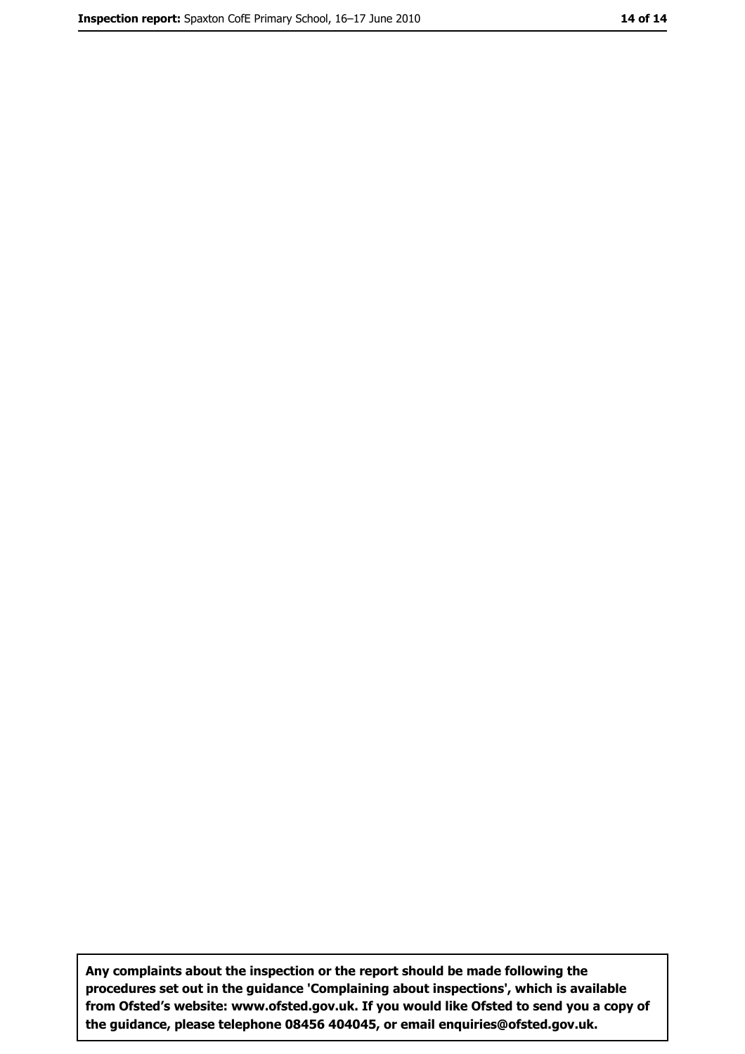**Any complaints about the inspection or the report should be made following the procedures set out in the guidance 'Complaining about inspections', which is available from Ofsted's website: www.ofsted.gov.uk. If you would like Ofsted to send you a copy of the guidance, please telephone 08456 404045, or email enquiries@ofsted.gov.uk.**